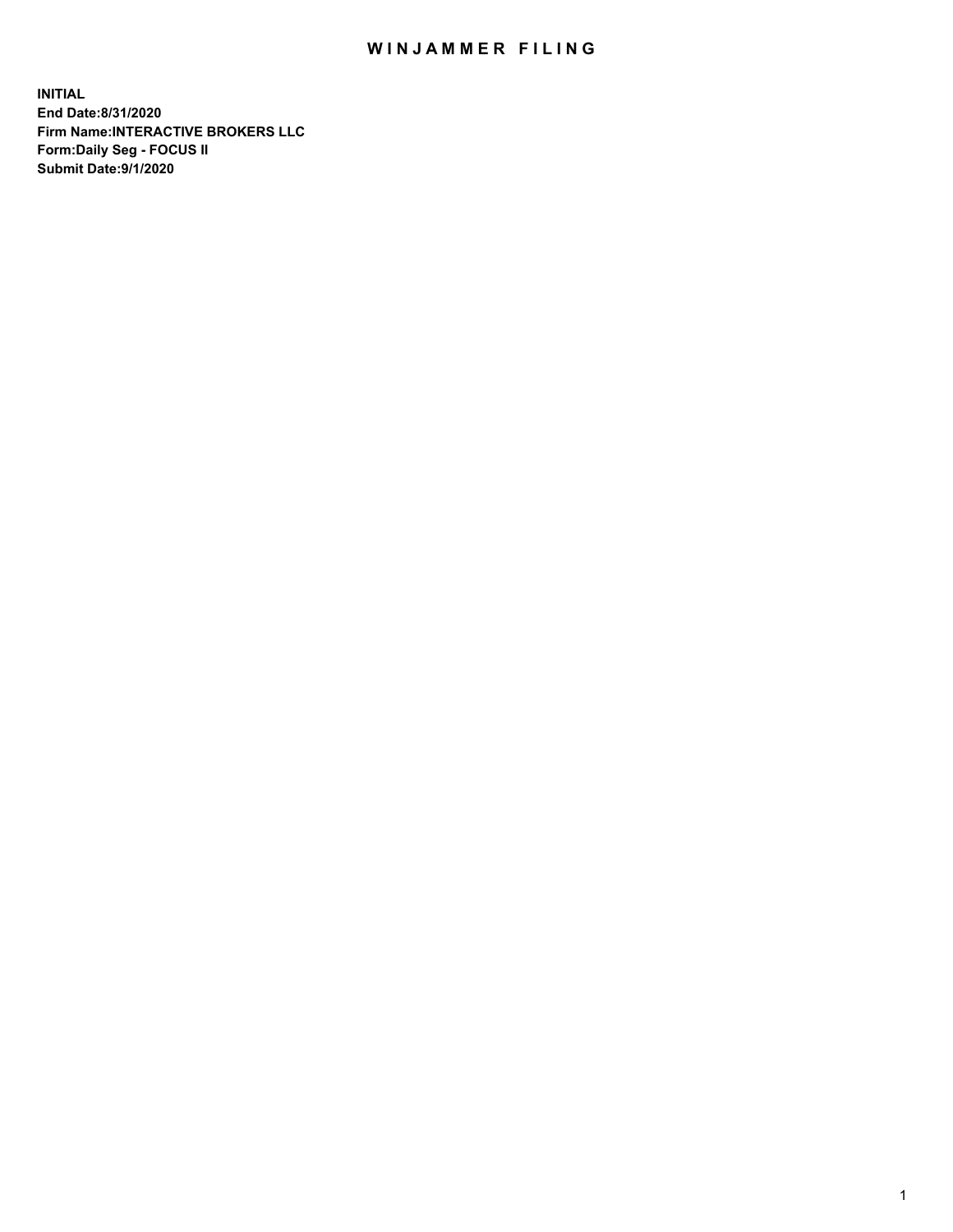# WINJAMMER FILING

**INITIAL**
**End Date:8/31/2020**
**Firm Name:INTERACTIVE BROKERS LLC**
**Form:Daily Seg - FOCUS II**
**Submit Date:9/1/2020**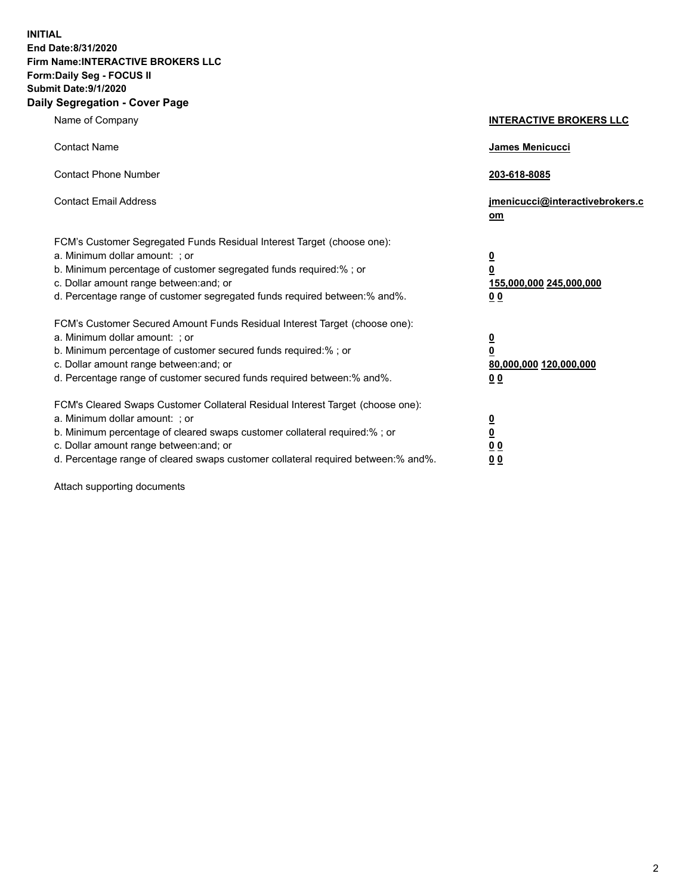**INITIAL**
**End Date:8/31/2020**
**Firm Name:INTERACTIVE BROKERS LLC**
**Form:Daily Seg - FOCUS II**
**Submit Date:9/1/2020**

## Daily Segregation - Cover Page

| | |
|---|---|
| Name of Company | **INTERACTIVE BROKERS LLC** |
| Contact Name | **James Menicucci** |
| Contact Phone Number | **203-618-8085** |
| Contact Email Address | **jmenicucci@interactivebrokers.com** |

FCM's Customer Segregated Funds Residual Interest Target (choose one):

| | |
|---|---|
| a. Minimum dollar amount: ; or | **0** |
| b. Minimum percentage of customer segregated funds required:% ; or | **0** |
| c. Dollar amount range between:and; or | **155,000,000 245,000,000** |
| d. Percentage range of customer segregated funds required between:% and%. | **0 0** |

FCM's Customer Secured Amount Funds Residual Interest Target (choose one):

| | |
|---|---|
| a. Minimum dollar amount: ; or | **0** |
| b. Minimum percentage of customer secured funds required:% ; or | **0** |
| c. Dollar amount range between:and; or | **80,000,000 120,000,000** |
| d. Percentage range of customer secured funds required between:% and%. | **0 0** |

FCM's Cleared Swaps Customer Collateral Residual Interest Target (choose one):

| | |
|---|---|
| a. Minimum dollar amount: ; or | **0** |
| b. Minimum percentage of cleared swaps customer collateral required:% ; or | **0** |
| c. Dollar amount range between:and; or | **0 0** |
| d. Percentage range of cleared swaps customer collateral required between:% and%. | **0 0** |

Attach supporting documents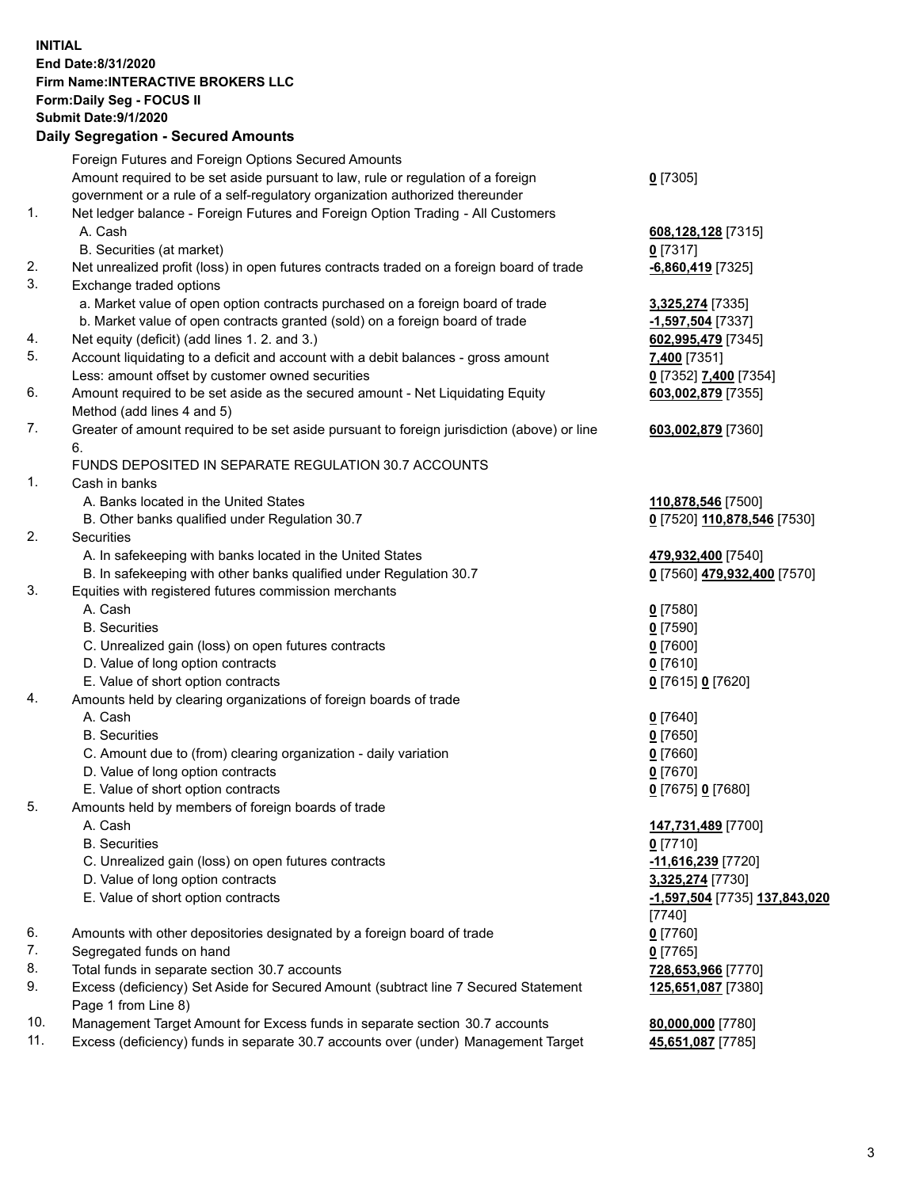**INITIAL**
**End Date:8/31/2020**
**Firm Name:INTERACTIVE BROKERS LLC**
**Form:Daily Seg - FOCUS II**
**Submit Date:9/1/2020**

**Daily Segregation - Secured Amounts**

| | | |
|---|---|---|
| | Foreign Futures and Foreign Options Secured Amounts | |
| | Amount required to be set aside pursuant to law, rule or regulation of a foreign government or a rule of a self-regulatory organization authorized thereunder | **0** [7305] |
| 1. | Net ledger balance - Foreign Futures and Foreign Option Trading - All Customers | |
| | A. Cash | **608,128,128** [7315] |
| | B. Securities (at market) | **0** [7317] |
| 2. | Net unrealized profit (loss) in open futures contracts traded on a foreign board of trade | **-6,860,419** [7325] |
| 3. | Exchange traded options | |
| | a. Market value of open option contracts purchased on a foreign board of trade | **3,325,274** [7335] |
| | b. Market value of open contracts granted (sold) on a foreign board of trade | **-1,597,504** [7337] |
| 4. | Net equity (deficit) (add lines 1. 2. and 3.) | **602,995,479** [7345] |
| 5. | Account liquidating to a deficit and account with a debit balances - gross amount | **7,400** [7351] |
| | Less: amount offset by customer owned securities | **0** [7352] **7,400** [7354] |
| 6. | Amount required to be set aside as the secured amount - Net Liquidating Equity Method (add lines 4 and 5) | **603,002,879** [7355] |
| 7. | Greater of amount required to be set aside pursuant to foreign jurisdiction (above) or line 6. | **603,002,879** [7360] |
| | FUNDS DEPOSITED IN SEPARATE REGULATION 30.7 ACCOUNTS | |
| 1. | Cash in banks | |
| | A. Banks located in the United States | **110,878,546** [7500] |
| | B. Other banks qualified under Regulation 30.7 | **0** [7520] **110,878,546** [7530] |
| 2. | Securities | |
| | A. In safekeeping with banks located in the United States | **479,932,400** [7540] |
| | B. In safekeeping with other banks qualified under Regulation 30.7 | **0** [7560] **479,932,400** [7570] |
| 3. | Equities with registered futures commission merchants | |
| | A. Cash | **0** [7580] |
| | B. Securities | **0** [7590] |
| | C. Unrealized gain (loss) on open futures contracts | **0** [7600] |
| | D. Value of long option contracts | **0** [7610] |
| | E. Value of short option contracts | **0** [7615] **0** [7620] |
| 4. | Amounts held by clearing organizations of foreign boards of trade | |
| | A. Cash | **0** [7640] |
| | B. Securities | **0** [7650] |
| | C. Amount due to (from) clearing organization - daily variation | **0** [7660] |
| | D. Value of long option contracts | **0** [7670] |
| | E. Value of short option contracts | **0** [7675] **0** [7680] |
| 5. | Amounts held by members of foreign boards of trade | |
| | A. Cash | **147,731,489** [7700] |
| | B. Securities | **0** [7710] |
| | C. Unrealized gain (loss) on open futures contracts | **-11,616,239** [7720] |
| | D. Value of long option contracts | **3,325,274** [7730] |
| | E. Value of short option contracts | **-1,597,504** [7735] **137,843,020** [7740] |
| 6. | Amounts with other depositories designated by a foreign board of trade | **0** [7760] |
| 7. | Segregated funds on hand | **0** [7765] |
| 8. | Total funds in separate section 30.7 accounts | **728,653,966** [7770] |
| 9. | Excess (deficiency) Set Aside for Secured Amount (subtract line 7 Secured Statement Page 1 from Line 8) | **125,651,087** [7380] |
| 10. | Management Target Amount for Excess funds in separate section 30.7 accounts | **80,000,000** [7780] |
| 11. | Excess (deficiency) funds in separate 30.7 accounts over (under) Management Target | **45,651,087** [7785] |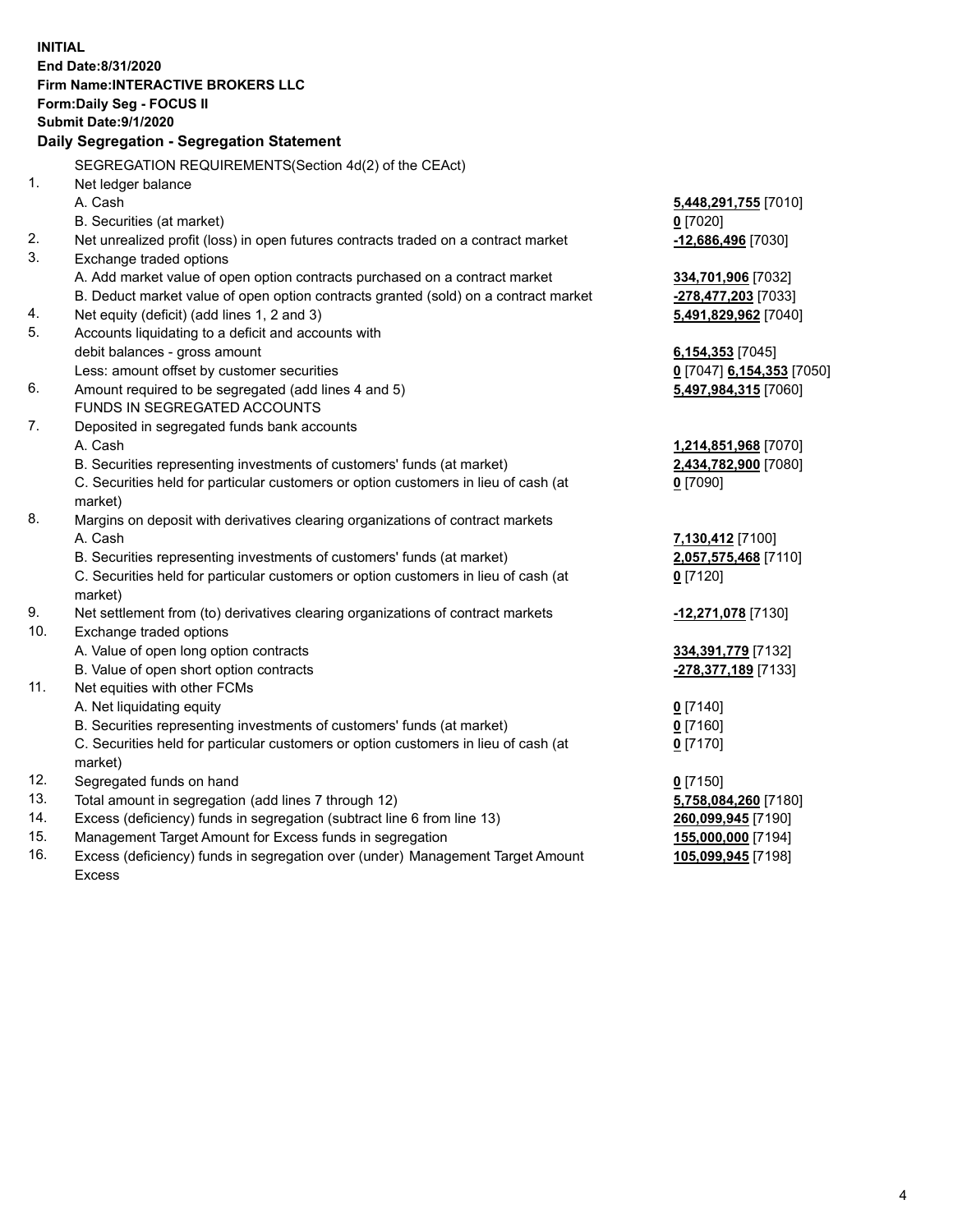**INITIAL**
**End Date:8/31/2020**
**Firm Name:INTERACTIVE BROKERS LLC**
**Form:Daily Seg - FOCUS II**
**Submit Date:9/1/2020**

## Daily Segregation - Segregation Statement

| | | |
|---|---|---|
| | SEGREGATION REQUIREMENTS(Section 4d(2) of the CEAct) | |
| 1. | Net ledger balance | |
| | A. Cash | **5,448,291,755** [7010] |
| | B. Securities (at market) | **0** [7020] |
| 2. | Net unrealized profit (loss) in open futures contracts traded on a contract market | **-12,686,496** [7030] |
| 3. | Exchange traded options | |
| | A. Add market value of open option contracts purchased on a contract market | **334,701,906** [7032] |
| | B. Deduct market value of open option contracts granted (sold) on a contract market | **-278,477,203** [7033] |
| 4. | Net equity (deficit) (add lines 1, 2 and 3) | **5,491,829,962** [7040] |
| 5. | Accounts liquidating to a deficit and accounts with debit balances - gross amount | **6,154,353** [7045] |
| | Less: amount offset by customer securities | **0** [7047] **6,154,353** [7050] |
| 6. | Amount required to be segregated (add lines 4 and 5) | **5,497,984,315** [7060] |
| | FUNDS IN SEGREGATED ACCOUNTS | |
| 7. | Deposited in segregated funds bank accounts | |
| | A. Cash | **1,214,851,968** [7070] |
| | B. Securities representing investments of customers' funds (at market) | **2,434,782,900** [7080] |
| | C. Securities held for particular customers or option customers in lieu of cash (at market) | **0** [7090] |
| 8. | Margins on deposit with derivatives clearing organizations of contract markets | |
| | A. Cash | **7,130,412** [7100] |
| | B. Securities representing investments of customers' funds (at market) | **2,057,575,468** [7110] |
| | C. Securities held for particular customers or option customers in lieu of cash (at market) | **0** [7120] |
| 9. | Net settlement from (to) derivatives clearing organizations of contract markets | **-12,271,078** [7130] |
| 10. | Exchange traded options | |
| | A. Value of open long option contracts | **334,391,779** [7132] |
| | B. Value of open short option contracts | **-278,377,189** [7133] |
| 11. | Net equities with other FCMs | |
| | A. Net liquidating equity | **0** [7140] |
| | B. Securities representing investments of customers' funds (at market) | **0** [7160] |
| | C. Securities held for particular customers or option customers in lieu of cash (at market) | **0** [7170] |
| 12. | Segregated funds on hand | **0** [7150] |
| 13. | Total amount in segregation (add lines 7 through 12) | **5,758,084,260** [7180] |
| 14. | Excess (deficiency) funds in segregation (subtract line 6 from line 13) | **260,099,945** [7190] |
| 15. | Management Target Amount for Excess funds in segregation | **155,000,000** [7194] |
| 16. | Excess (deficiency) funds in segregation over (under) Management Target Amount Excess | **105,099,945** [7198] |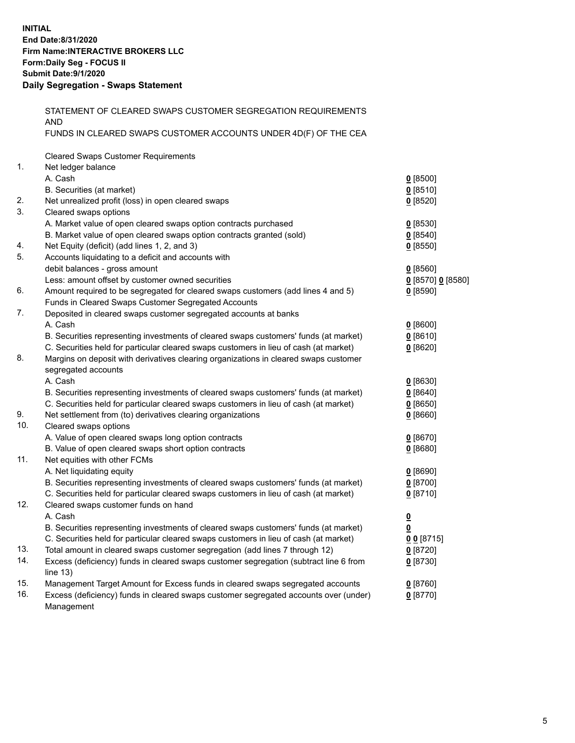**INITIAL**
**End Date:8/31/2020**
**Firm Name:INTERACTIVE BROKERS LLC**
**Form:Daily Seg - FOCUS II**
**Submit Date:9/1/2020**
**Daily Segregation - Swaps Statement**

STATEMENT OF CLEARED SWAPS CUSTOMER SEGREGATION REQUIREMENTS AND FUNDS IN CLEARED SWAPS CUSTOMER ACCOUNTS UNDER 4D(F) OF THE CEA

| | | |
|---|---|---|
| | Cleared Swaps Customer Requirements | |
| 1. | Net ledger balance | |
| | A. Cash | 0 [8500] |
| | B. Securities (at market) | 0 [8510] |
| 2. | Net unrealized profit (loss) in open cleared swaps | 0 [8520] |
| 3. | Cleared swaps options | |
| | A. Market value of open cleared swaps option contracts purchased | 0 [8530] |
| | B. Market value of open cleared swaps option contracts granted (sold) | 0 [8540] |
| 4. | Net Equity (deficit) (add lines 1, 2, and 3) | 0 [8550] |
| 5. | Accounts liquidating to a deficit and accounts with | |
| | debit balances - gross amount | 0 [8560] |
| | Less: amount offset by customer owned securities | 0 [8570] 0 [8580] |
| 6. | Amount required to be segregated for cleared swaps customers (add lines 4 and 5) | 0 [8590] |
| | Funds in Cleared Swaps Customer Segregated Accounts | |
| 7. | Deposited in cleared swaps customer segregated accounts at banks | |
| | A. Cash | 0 [8600] |
| | B. Securities representing investments of cleared swaps customers' funds (at market) | 0 [8610] |
| | C. Securities held for particular cleared swaps customers in lieu of cash (at market) | 0 [8620] |
| 8. | Margins on deposit with derivatives clearing organizations in cleared swaps customer segregated accounts | |
| | A. Cash | 0 [8630] |
| | B. Securities representing investments of cleared swaps customers' funds (at market) | 0 [8640] |
| | C. Securities held for particular cleared swaps customers in lieu of cash (at market) | 0 [8650] |
| 9. | Net settlement from (to) derivatives clearing organizations | 0 [8660] |
| 10. | Cleared swaps options | |
| | A. Value of open cleared swaps long option contracts | 0 [8670] |
| | B. Value of open cleared swaps short option contracts | 0 [8680] |
| 11. | Net equities with other FCMs | |
| | A. Net liquidating equity | 0 [8690] |
| | B. Securities representing investments of cleared swaps customers' funds (at market) | 0 [8700] |
| | C. Securities held for particular cleared swaps customers in lieu of cash (at market) | 0 [8710] |
| 12. | Cleared swaps customer funds on hand | |
| | A. Cash | 0 |
| | B. Securities representing investments of cleared swaps customers' funds (at market) | 0 |
| | C. Securities held for particular cleared swaps customers in lieu of cash (at market) | 0 0 [8715] |
| 13. | Total amount in cleared swaps customer segregation (add lines 7 through 12) | 0 [8720] |
| 14. | Excess (deficiency) funds in cleared swaps customer segregation (subtract line 6 from line 13) | 0 [8730] |
| 15. | Management Target Amount for Excess funds in cleared swaps segregated accounts | 0 [8760] |
| 16. | Excess (deficiency) funds in cleared swaps customer segregated accounts over (under) Management | 0 [8770] |